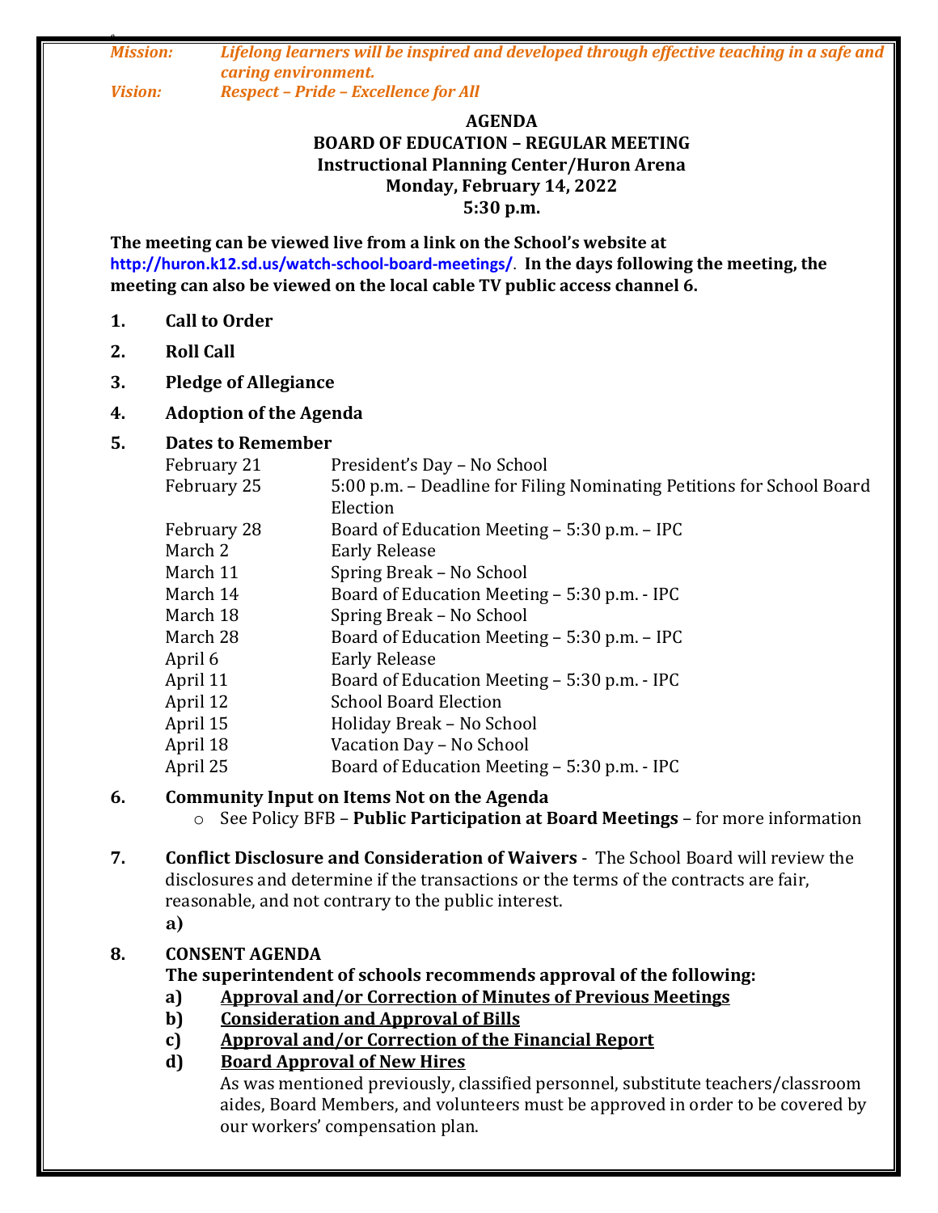***Mission:*** ***Lifelong learners will be inspired and developed through effective teaching in a safe and caring environment.***
***Vision:*** ***Respect – Pride – Excellence for All***

**AGENDA**
**BOARD OF EDUCATION – REGULAR MEETING**
**Instructional Planning Center/Huron Arena**
**Monday, February 14, 2022**
**5:30 p.m.**

**The meeting can be viewed live from a link on the School's website at http://huron.k12.sd.us/watch-school-board-meetings/. In the days following the meeting, the meeting can also be viewed on the local cable TV public access channel 6.**

1. **Call to Order**
2. **Roll Call**
3. **Pledge of Allegiance**
4. **Adoption of the Agenda**
5. **Dates to Remember**

| | |
|---|---|
| February 21 | President's Day – No School |
| February 25 | 5:00 p.m. – Deadline for Filing Nominating Petitions for School Board Election |
| February 28 | Board of Education Meeting – 5:30 p.m. – IPC |
| March 2 | Early Release |
| March 11 | Spring Break – No School |
| March 14 | Board of Education Meeting – 5:30 p.m. - IPC |
| March 18 | Spring Break – No School |
| March 28 | Board of Education Meeting – 5:30 p.m. – IPC |
| April 6 | Early Release |
| April 11 | Board of Education Meeting – 5:30 p.m. - IPC |
| April 12 | School Board Election |
| April 15 | Holiday Break – No School |
| April 18 | Vacation Day – No School |
| April 25 | Board of Education Meeting – 5:30 p.m. - IPC |

6. **Community Input on Items Not on the Agenda**
   - See Policy BFB – **Public Participation at Board Meetings** – for more information

7. **Conflict Disclosure and Consideration of Waivers** - The School Board will review the disclosures and determine if the transactions or the terms of the contracts are fair, reasonable, and not contrary to the public interest.
   **a)**

8. **CONSENT AGENDA**
   **The superintendent of schools recommends approval of the following:**
   **a)** **Approval and/or Correction of Minutes of Previous Meetings**
   **b)** **Consideration and Approval of Bills**
   **c)** **Approval and/or Correction of the Financial Report**
   **d)** **Board Approval of New Hires**
   As was mentioned previously, classified personnel, substitute teachers/classroom aides, Board Members, and volunteers must be approved in order to be covered by our workers' compensation plan.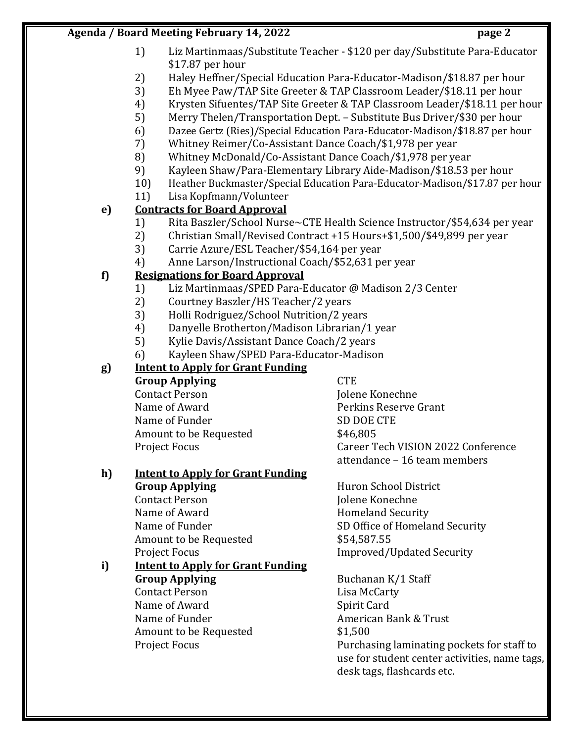1) Liz Martinmaas/Substitute Teacher - $120 per day/Substitute Para-Educator $17.87 per hour
2) Haley Heffner/Special Education Para-Educator-Madison/$18.87 per hour
3) Eh Myee Paw/TAP Site Greeter & TAP Classroom Leader/$18.11 per hour
4) Krysten Sifuentes/TAP Site Greeter & TAP Classroom Leader/$18.11 per hour
5) Merry Thelen/Transportation Dept. – Substitute Bus Driver/$30 per hour
6) Dazee Gertz (Ries)/Special Education Para-Educator-Madison/$18.87 per hour
7) Whitney Reimer/Co-Assistant Dance Coach/$1,978 per year
8) Whitney McDonald/Co-Assistant Dance Coach/$1,978 per year
9) Kayleen Shaw/Para-Elementary Library Aide-Madison/$18.53 per hour
10) Heather Buckmaster/Special Education Para-Educator-Madison/$17.87 per hour
11) Lisa Kopfmann/Volunteer

**e) Contracts for Board Approval**

1) Rita Baszler/School Nurse~CTE Health Science Instructor/$54,634 per year
2) Christian Small/Revised Contract +15 Hours+$1,500/$49,899 per year
3) Carrie Azure/ESL Teacher/$54,164 per year
4) Anne Larson/Instructional Coach/$52,631 per year

**f) Resignations for Board Approval**

1) Liz Martinmaas/SPED Para-Educator @ Madison 2/3 Center
2) Courtney Baszler/HS Teacher/2 years
3) Holli Rodriguez/School Nutrition/2 years
4) Danyelle Brotherton/Madison Librarian/1 year
5) Kylie Davis/Assistant Dance Coach/2 years
6) Kayleen Shaw/SPED Para-Educator-Madison

**g) Intent to Apply for Grant Funding**

| **Group Applying** | CTE |
|---|---|
| Contact Person | Jolene Konechne |
| Name of Award | Perkins Reserve Grant |
| Name of Funder | SD DOE CTE |
| Amount to be Requested | $46,805 |
| Project Focus | Career Tech VISION 2022 Conference attendance – 16 team members |

**h) Intent to Apply for Grant Funding**

| **Group Applying** | Huron School District |
|---|---|
| Contact Person | Jolene Konechne |
| Name of Award | Homeland Security |
| Name of Funder | SD Office of Homeland Security |
| Amount to be Requested | $54,587.55 |
| Project Focus | Improved/Updated Security |

**i) Intent to Apply for Grant Funding**

| **Group Applying** | Buchanan K/1 Staff |
|---|---|
| Contact Person | Lisa McCarty |
| Name of Award | Spirit Card |
| Name of Funder | American Bank & Trust |
| Amount to be Requested | $1,500 |
| Project Focus | Purchasing laminating pockets for staff to use for student center activities, name tags, desk tags, flashcards etc. |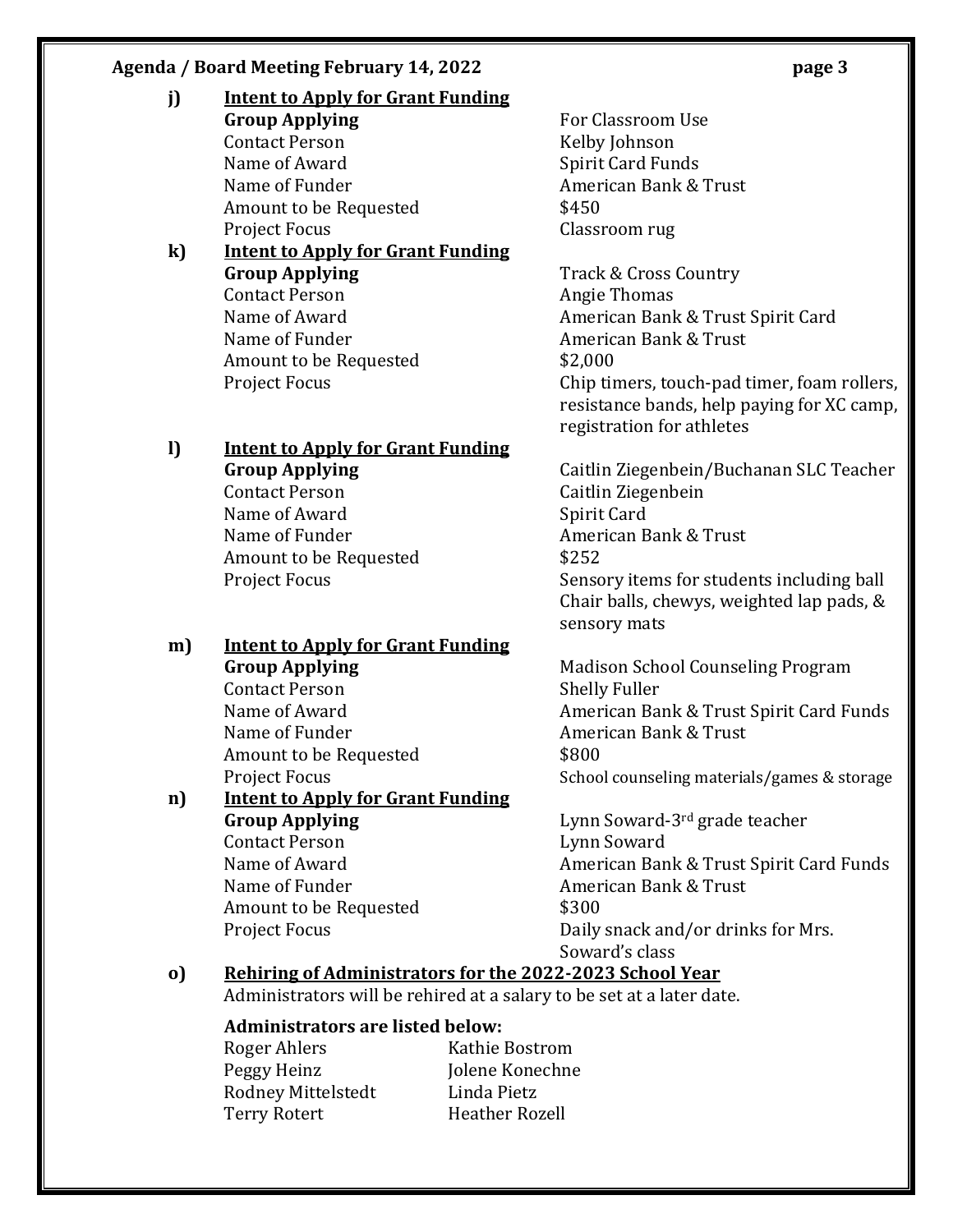**j) Intent to Apply for Grant Funding**

| | |
|---|---|
| **Group Applying** | For Classroom Use |
| Contact Person | Kelby Johnson |
| Name of Award | Spirit Card Funds |
| Name of Funder | American Bank & Trust |
| Amount to be Requested | $450 |
| Project Focus | Classroom rug |

**k) Intent to Apply for Grant Funding**

| | |
|---|---|
| **Group Applying** | Track & Cross Country |
| Contact Person | Angie Thomas |
| Name of Award | American Bank & Trust Spirit Card |
| Name of Funder | American Bank & Trust |
| Amount to be Requested | $2,000 |
| Project Focus | Chip timers, touch-pad timer, foam rollers, resistance bands, help paying for XC camp, registration for athletes |

**l) Intent to Apply for Grant Funding**

| | |
|---|---|
| **Group Applying** | Caitlin Ziegenbein/Buchanan SLC Teacher |
| Contact Person | Caitlin Ziegenbein |
| Name of Award | Spirit Card |
| Name of Funder | American Bank & Trust |
| Amount to be Requested | $252 |
| Project Focus | Sensory items for students including ball Chair balls, chewys, weighted lap pads, & sensory mats |

**m) Intent to Apply for Grant Funding**

| | |
|---|---|
| **Group Applying** | Madison School Counseling Program |
| Contact Person | Shelly Fuller |
| Name of Award | American Bank & Trust Spirit Card Funds |
| Name of Funder | American Bank & Trust |
| Amount to be Requested | $800 |
| Project Focus | School counseling materials/games & storage |

**n) Intent to Apply for Grant Funding**

| | |
|---|---|
| **Group Applying** | Lynn Soward-3rd grade teacher |
| Contact Person | Lynn Soward |
| Name of Award | American Bank & Trust Spirit Card Funds |
| Name of Funder | American Bank & Trust |
| Amount to be Requested | $300 |
| Project Focus | Daily snack and/or drinks for Mrs. Soward's class |

**o) Rehiring of Administrators for the 2022-2023 School Year**

Administrators will be rehired at a salary to be set at a later date.

**Administrators are listed below:**

| | |
|---|---|
| Roger Ahlers | Kathie Bostrom |
| Peggy Heinz | Jolene Konechne |
| Rodney Mittelstedt | Linda Pietz |
| Terry Rotert | Heather Rozell |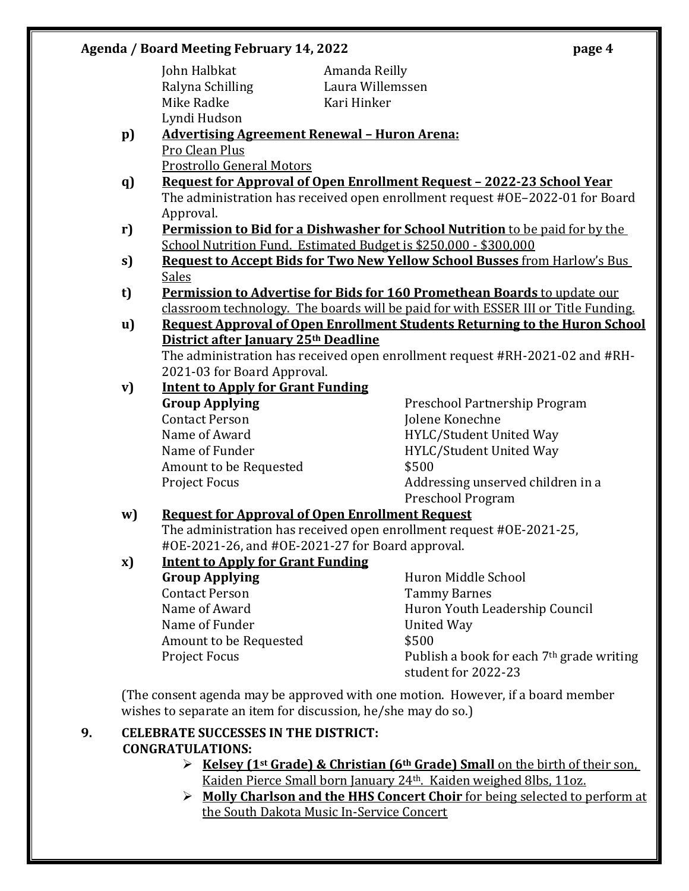John Halbkat	Amanda Reilly
Ralyna Schilling	Laura Willemssen
Mike Radke	Kari Hinker
Lyndi Hudson

**p)** **Advertising Agreement Renewal – Huron Arena:**
Pro Clean Plus
Prostrollo General Motors

**q)** **Request for Approval of Open Enrollment Request – 2022-23 School Year**
The administration has received open enrollment request #OE–2022-01 for Board Approval.

**r)** **Permission to Bid for a Dishwasher for School Nutrition** to be paid for by the School Nutrition Fund. Estimated Budget is $250,000 - $300,000

**s)** **Request to Accept Bids for Two New Yellow School Busses** from Harlow's Bus Sales

**t)** **Permission to Advertise for Bids for 160 Promethean Boards** to update our classroom technology. The boards will be paid for with ESSER III or Title Funding.

**u)** **Request Approval of Open Enrollment Students Returning to the Huron School District after January 25th Deadline**
The administration has received open enrollment request #RH-2021-02 and #RH-2021-03 for Board Approval.

**v)** **Intent to Apply for Grant Funding**

| | |
|---|---|
| **Group Applying** | Preschool Partnership Program |
| Contact Person | Jolene Konechne |
| Name of Award | HYLC/Student United Way |
| Name of Funder | HYLC/Student United Way |
| Amount to be Requested | $500 |
| Project Focus | Addressing unserved children in a Preschool Program |

**w)** **Request for Approval of Open Enrollment Request**
The administration has received open enrollment request #OE-2021-25, #OE-2021-26, and #OE-2021-27 for Board approval.

**x)** **Intent to Apply for Grant Funding**

| | |
|---|---|
| **Group Applying** | Huron Middle School |
| Contact Person | Tammy Barnes |
| Name of Award | Huron Youth Leadership Council |
| Name of Funder | United Way |
| Amount to be Requested | $500 |
| Project Focus | Publish a book for each 7th grade writing student for 2022-23 |

(The consent agenda may be approved with one motion. However, if a board member wishes to separate an item for discussion, he/she may do so.)

**9. CELEBRATE SUCCESSES IN THE DISTRICT:**

**CONGRATULATIONS:**

- **Kelsey (1st Grade) & Christian (6th Grade) Small** on the birth of their son, Kaiden Pierce Small born January 24th. Kaiden weighed 8lbs, 11oz.
- **Molly Charlson and the HHS Concert Choir** for being selected to perform at the South Dakota Music In-Service Concert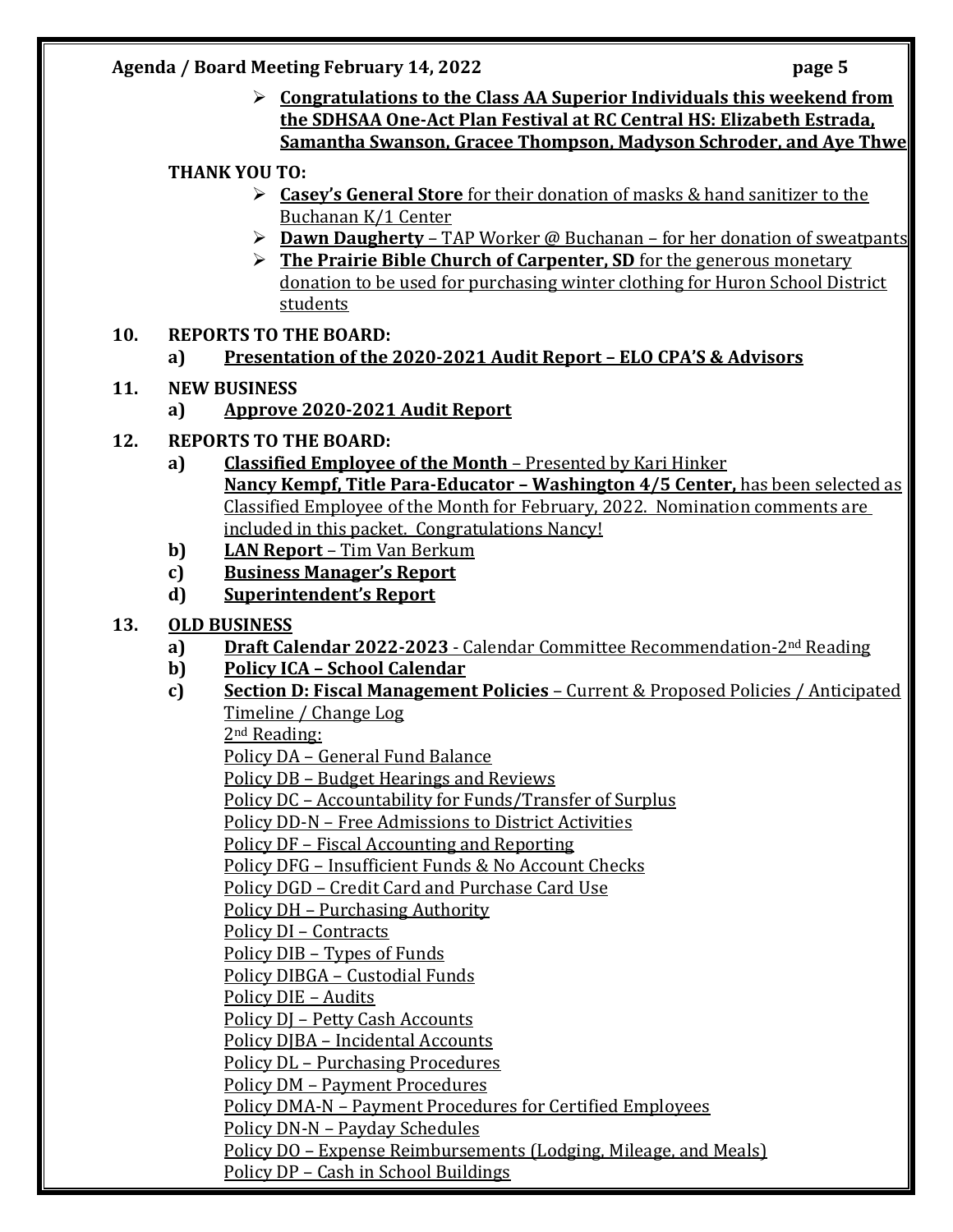- **Congratulations to the Class AA Superior Individuals this weekend from the SDHSAA One-Act Plan Festival at RC Central HS: Elizabeth Estrada, Samantha Swanson, Gracee Thompson, Madyson Schroder, and Aye Thwe**

**THANK YOU TO:**

- **Casey's General Store** for their donation of masks & hand sanitizer to the Buchanan K/1 Center
- **Dawn Daugherty** – TAP Worker @ Buchanan – for her donation of sweatpants
- **The Prairie Bible Church of Carpenter, SD** for the generous monetary donation to be used for purchasing winter clothing for Huron School District students

**10. REPORTS TO THE BOARD:**

a) **Presentation of the 2020-2021 Audit Report – ELO CPA'S & Advisors**

**11. NEW BUSINESS**

a) **Approve 2020-2021 Audit Report**

**12. REPORTS TO THE BOARD:**

a) **Classified Employee of the Month** – Presented by Kari Hinker
**Nancy Kempf, Title Para-Educator – Washington 4/5 Center,** has been selected as Classified Employee of the Month for February, 2022. Nomination comments are included in this packet. Congratulations Nancy!

b) **LAN Report** – Tim Van Berkum

c) **Business Manager's Report**

d) **Superintendent's Report**

**13. OLD BUSINESS**

a) **Draft Calendar 2022-2023** - Calendar Committee Recommendation-2nd Reading

b) **Policy ICA – School Calendar**

c) **Section D: Fiscal Management Policies** – Current & Proposed Policies / Anticipated Timeline / Change Log
2nd Reading:
Policy DA – General Fund Balance
Policy DB – Budget Hearings and Reviews
Policy DC – Accountability for Funds/Transfer of Surplus
Policy DD-N – Free Admissions to District Activities
Policy DF – Fiscal Accounting and Reporting
Policy DFG – Insufficient Funds & No Account Checks
Policy DGD – Credit Card and Purchase Card Use
Policy DH – Purchasing Authority
Policy DI – Contracts
Policy DIB – Types of Funds
Policy DIBGA – Custodial Funds
Policy DIE – Audits
Policy DJ – Petty Cash Accounts
Policy DJBA – Incidental Accounts
Policy DL – Purchasing Procedures
Policy DM – Payment Procedures
Policy DMA-N – Payment Procedures for Certified Employees
Policy DN-N – Payday Schedules
Policy DO – Expense Reimbursements (Lodging, Mileage, and Meals)
Policy DP – Cash in School Buildings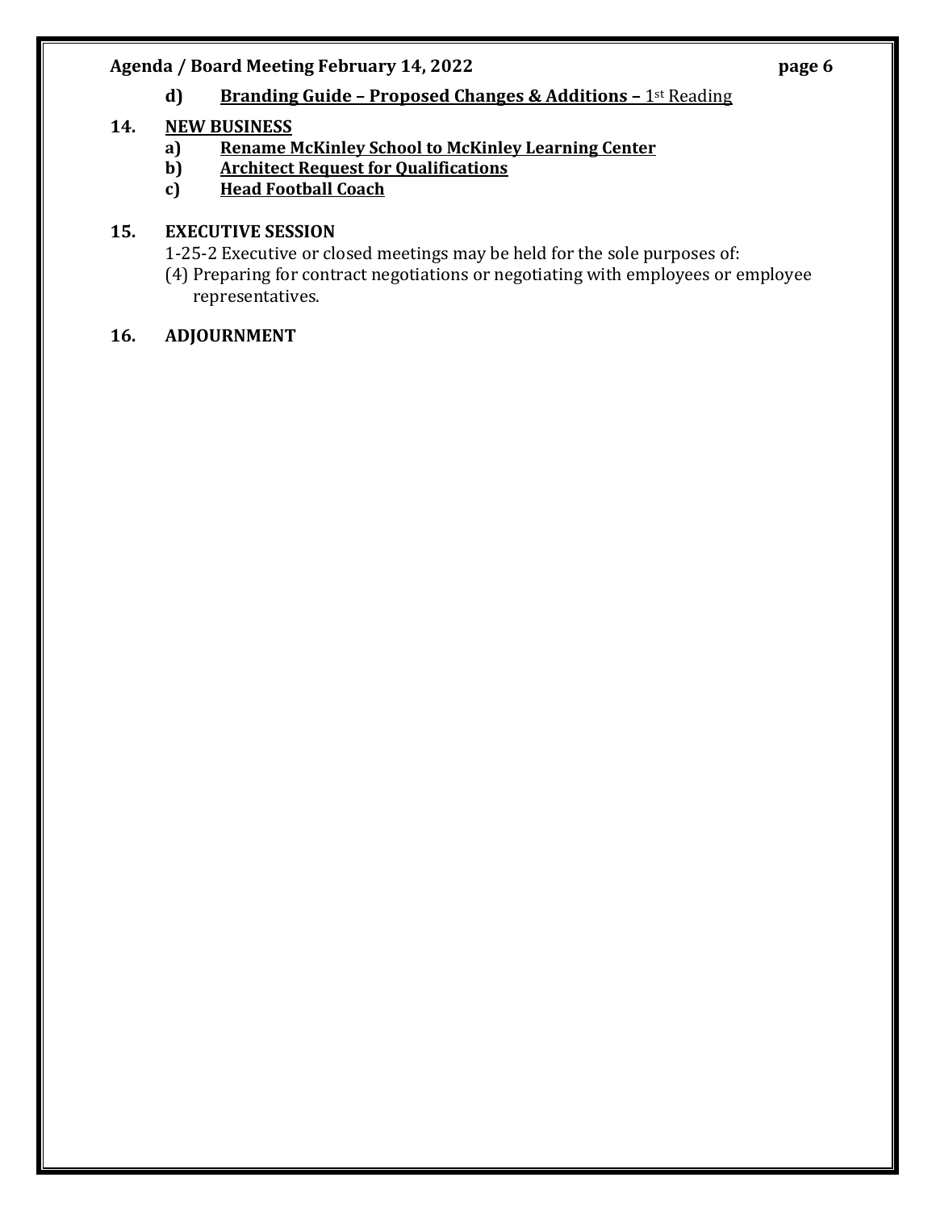d) **Branding Guide – Proposed Changes & Additions –** 1st Reading

**14. NEW BUSINESS**

a) **Rename McKinley School to McKinley Learning Center**
b) **Architect Request for Qualifications**
c) **Head Football Coach**

**15. EXECUTIVE SESSION**

1-25-2 Executive or closed meetings may be held for the sole purposes of:
(4) Preparing for contract negotiations or negotiating with employees or employee representatives.

**16. ADJOURNMENT**